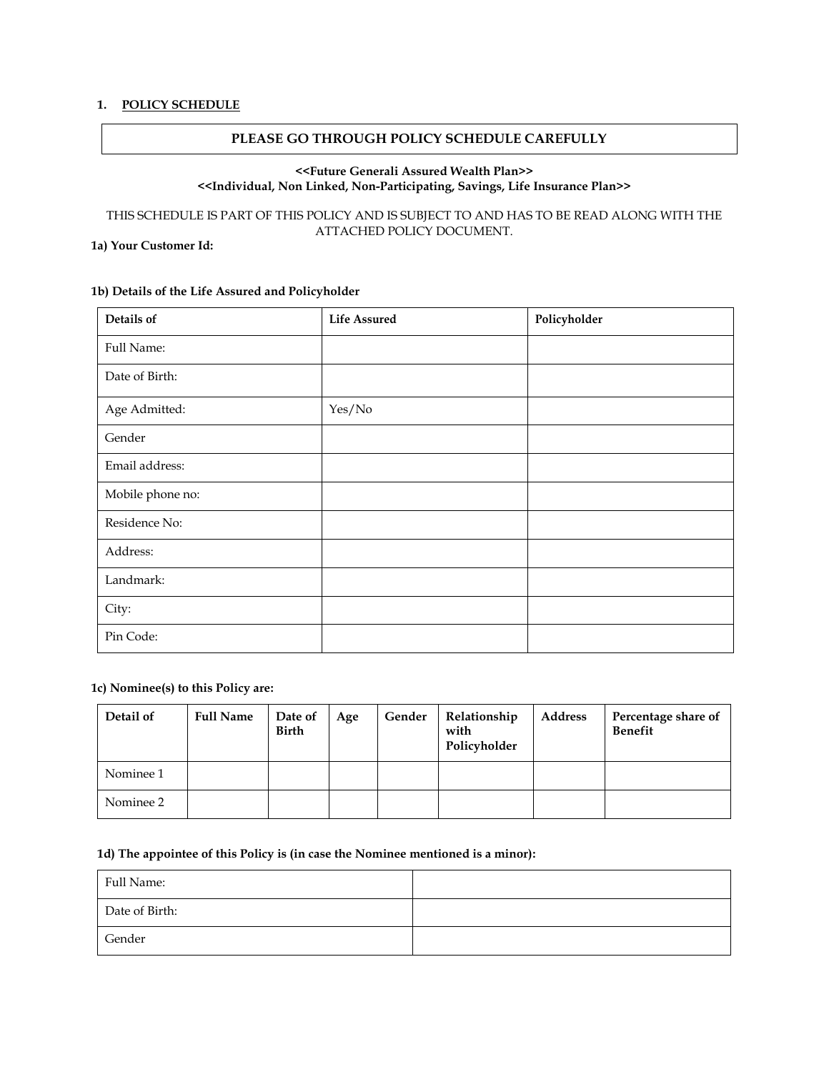1. **POLICY SCHEDULE**

| PLEASE GO THROUGH POLICY SCHEDULE CAREFULLY |
|---|

**<<Future Generali Assured Wealth Plan>>**
**<<Individual, Non Linked, Non-Participating, Savings, Life Insurance Plan>>**

THIS SCHEDULE IS PART OF THIS POLICY AND IS SUBJECT TO AND HAS TO BE READ ALONG WITH THE ATTACHED POLICY DOCUMENT.

**1a) Your Customer Id:**

**1b) Details of the Life Assured and Policyholder**

| Details of | Life Assured | Policyholder |
|---|---|---|
| Full Name: | | |
| Date of Birth: | | |
| Age Admitted: | Yes/No | |
| Gender | | |
| Email address: | | |
| Mobile phone no: | | |
| Residence No: | | |
| Address: | | |
| Landmark: | | |
| City: | | |
| Pin Code: | | |

**1c) Nominee(s) to this Policy are:**

| Detail of | Full Name | Date of Birth | Age | Gender | Relationship with Policyholder | Address | Percentage share of Benefit |
|---|---|---|---|---|---|---|---|
| Nominee 1 | | | | | | | |
| Nominee 2 | | | | | | | |

**1d) The appointee of this Policy is (in case the Nominee mentioned is a minor):**

| | |
|---|---|
| Full Name: | |
| Date of Birth: | |
| Gender | |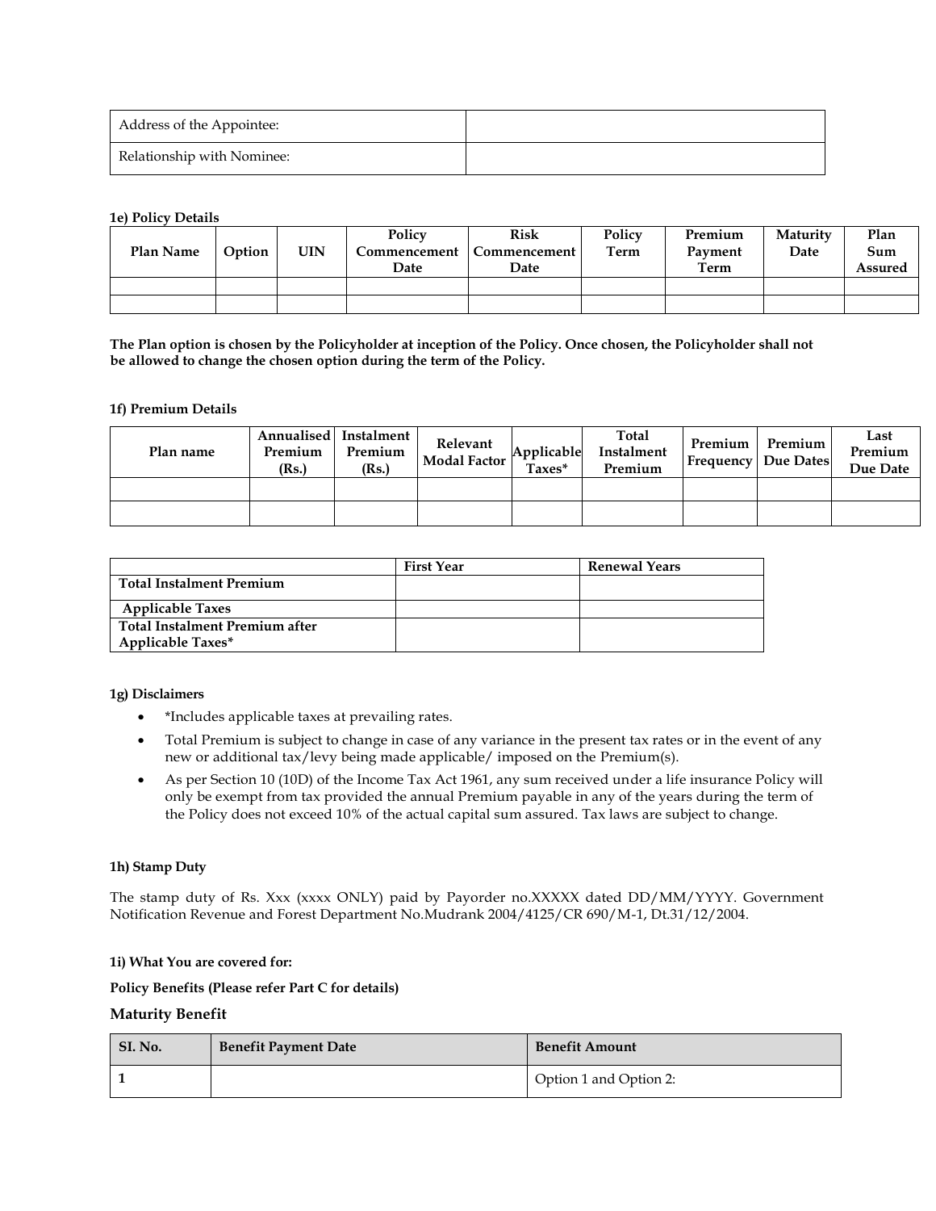| Address of the Appointee: | |
|---|---|
| Relationship with Nominee: | |

**1e) Policy Details**

| Plan Name | Option | UIN | Policy Commencement Date | Risk Commencement Date | Policy Term | Premium Payment Term | Maturity Date | Plan Sum Assured |
|---|---|---|---|---|---|---|---|---|
| | | | | | | | | |
| | | | | | | | | |

**The Plan option is chosen by the Policyholder at inception of the Policy. Once chosen, the Policyholder shall not be allowed to change the chosen option during the term of the Policy.**

**1f) Premium Details**

| Plan name | Annualised Premium (Rs.) | Instalment Premium (Rs.) | Relevant Modal Factor | Applicable Taxes* | Total Instalment Premium | Premium Frequency | Premium Due Dates | Last Premium Due Date |
|---|---|---|---|---|---|---|---|---|
| | | | | | | | | |
| | | | | | | | | |

| | First Year | Renewal Years |
|---|---|---|
| **Total Instalment Premium** | | |
| **Applicable Taxes** | | |
| **Total Instalment Premium after Applicable Taxes*** | | |

**1g) Disclaimers**

- *Includes applicable taxes at prevailing rates.
- Total Premium is subject to change in case of any variance in the present tax rates or in the event of any new or additional tax/levy being made applicable/ imposed on the Premium(s).
- As per Section 10 (10D) of the Income Tax Act 1961, any sum received under a life insurance Policy will only be exempt from tax provided the annual Premium payable in any of the years during the term of the Policy does not exceed 10% of the actual capital sum assured. Tax laws are subject to change.

**1h) Stamp Duty**

The stamp duty of Rs. Xxx (xxxx ONLY) paid by Payorder no.XXXXX dated DD/MM/YYYY. Government Notification Revenue and Forest Department No.Mudrank 2004/4125/CR 690/M-1, Dt.31/12/2004.

**1i) What You are covered for:**

**Policy Benefits (Please refer Part C for details)**

**Maturity Benefit**

| SI. No. | Benefit Payment Date | Benefit Amount |
|---|---|---|
| 1 | | Option 1 and Option 2: |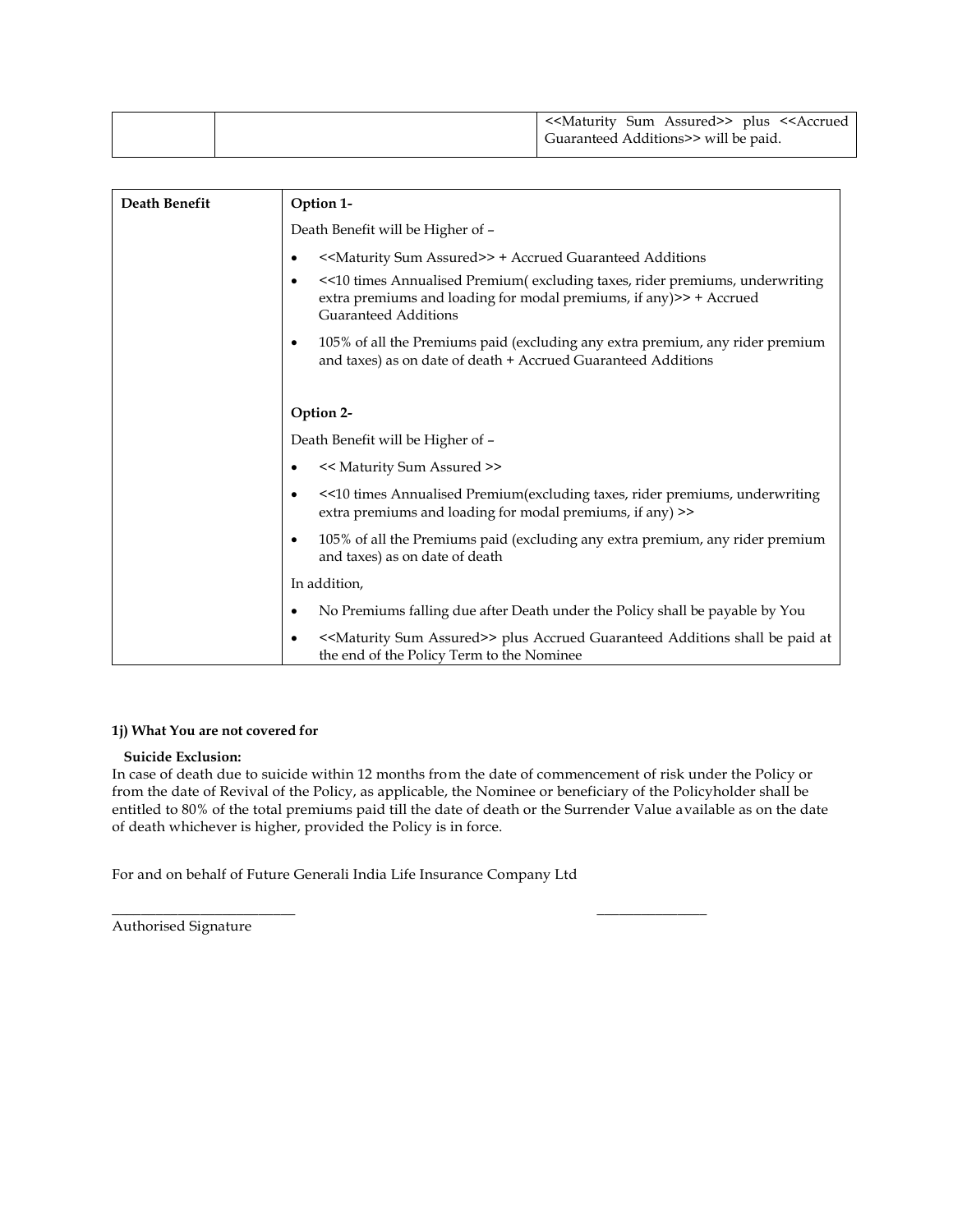| | | |
|---|---|---|
| | | <<Maturity Sum Assured>> plus <<Accrued Guaranteed Additions>> will be paid. |

| | |
|---|---|
| **Death Benefit** | **Option 1-**<br>Death Benefit will be Higher of –<br>• <<Maturity Sum Assured>> + Accrued Guaranteed Additions<br>• <<10 times Annualised Premium( excluding taxes, rider premiums, underwriting extra premiums and loading for modal premiums, if any)>> + Accrued Guaranteed Additions<br>• 105% of all the Premiums paid (excluding any extra premium, any rider premium and taxes) as on date of death + Accrued Guaranteed Additions<br><br>**Option 2-**<br>Death Benefit will be Higher of –<br>• << Maturity Sum Assured >><br>• <<10 times Annualised Premium(excluding taxes, rider premiums, underwriting extra premiums and loading for modal premiums, if any) >><br>• 105% of all the Premiums paid (excluding any extra premium, any rider premium and taxes) as on date of death<br>In addition,<br>• No Premiums falling due after Death under the Policy shall be payable by You<br>• <<Maturity Sum Assured>> plus Accrued Guaranteed Additions shall be paid at the end of the Policy Term to the Nominee |

**1j) What You are not covered for**

**Suicide Exclusion:**

In case of death due to suicide within 12 months from the date of commencement of risk under the Policy or from the date of Revival of the Policy, as applicable, the Nominee or beneficiary of the Policyholder shall be entitled to 80% of the total premiums paid till the date of death or the Surrender Value available as on the date of death whichever is higher, provided the Policy is in force.

For and on behalf of Future Generali India Life Insurance Company Ltd

\_\_\_\_\_\_\_\_\_\_\_\_\_\_\_\_\_\_\_\_\_\_\_\_\_\_ \_\_\_\_\_\_\_\_\_\_\_\_\_\_\_\_

Authorised Signature